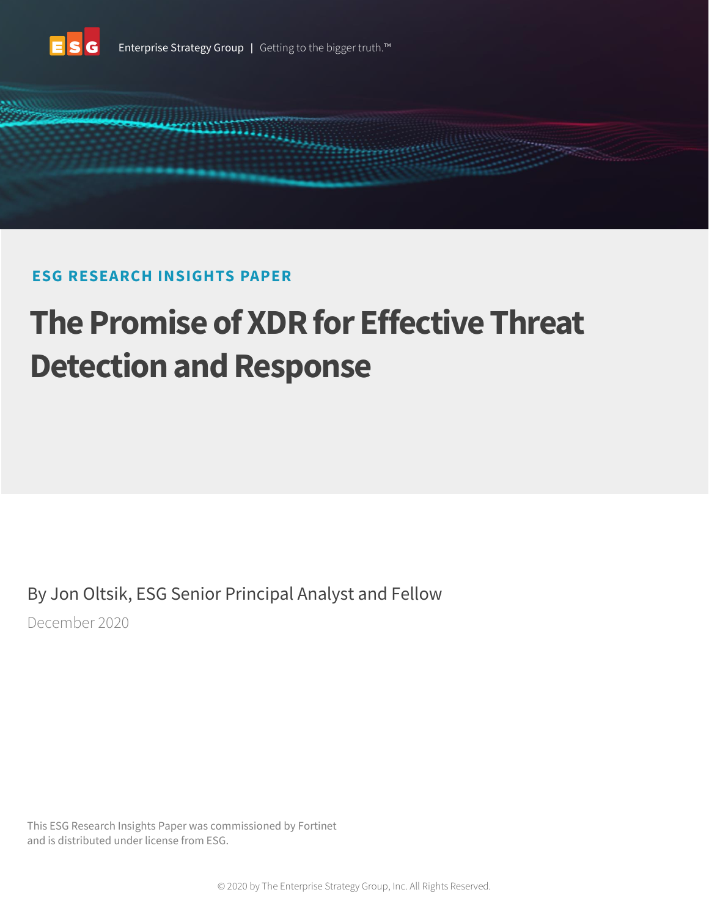Enterprise Strategy Group | Getting to the bigger truth.™

**ESG RESEARCH INSIGHTS PAPER**

# The Promise of XDR for Effective Threat Detection and Response

By Jon Oltsik, ESG Senior Principal Analyst and Fellow

December 2020

This ESG Research Insights Paper was commissioned by Fortinet and is distributed under license from ESG.

© 2020 by The Enterprise Strategy Group, Inc. All Rights Reserved.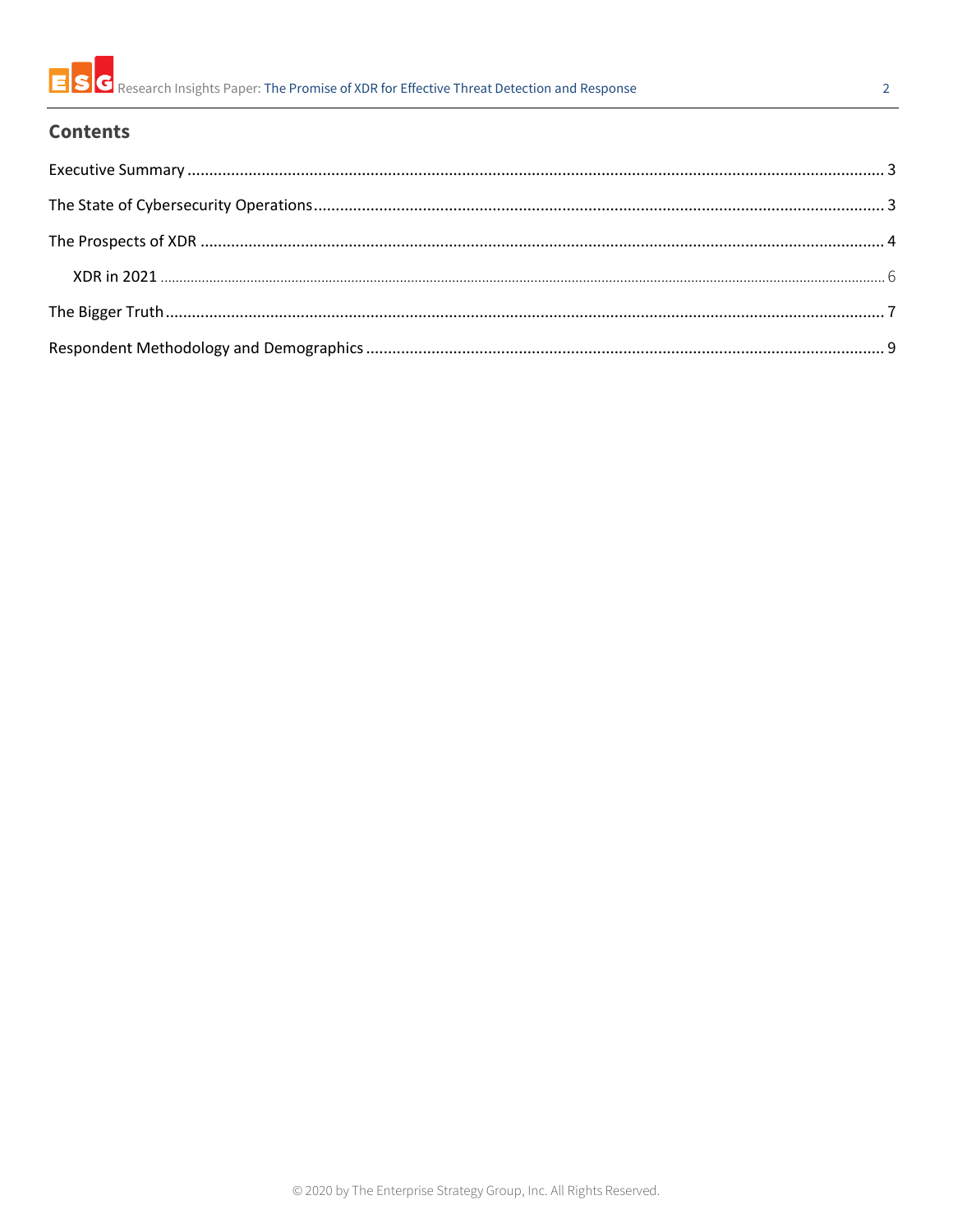## Contents

Executive Summary ..... 3

The State of Cybersecurity Operations ..... 3

The Prospects of XDR ..... 4

- XDR in 2021 ..... 6

The Bigger Truth ..... 7

Respondent Methodology and Demographics ..... 9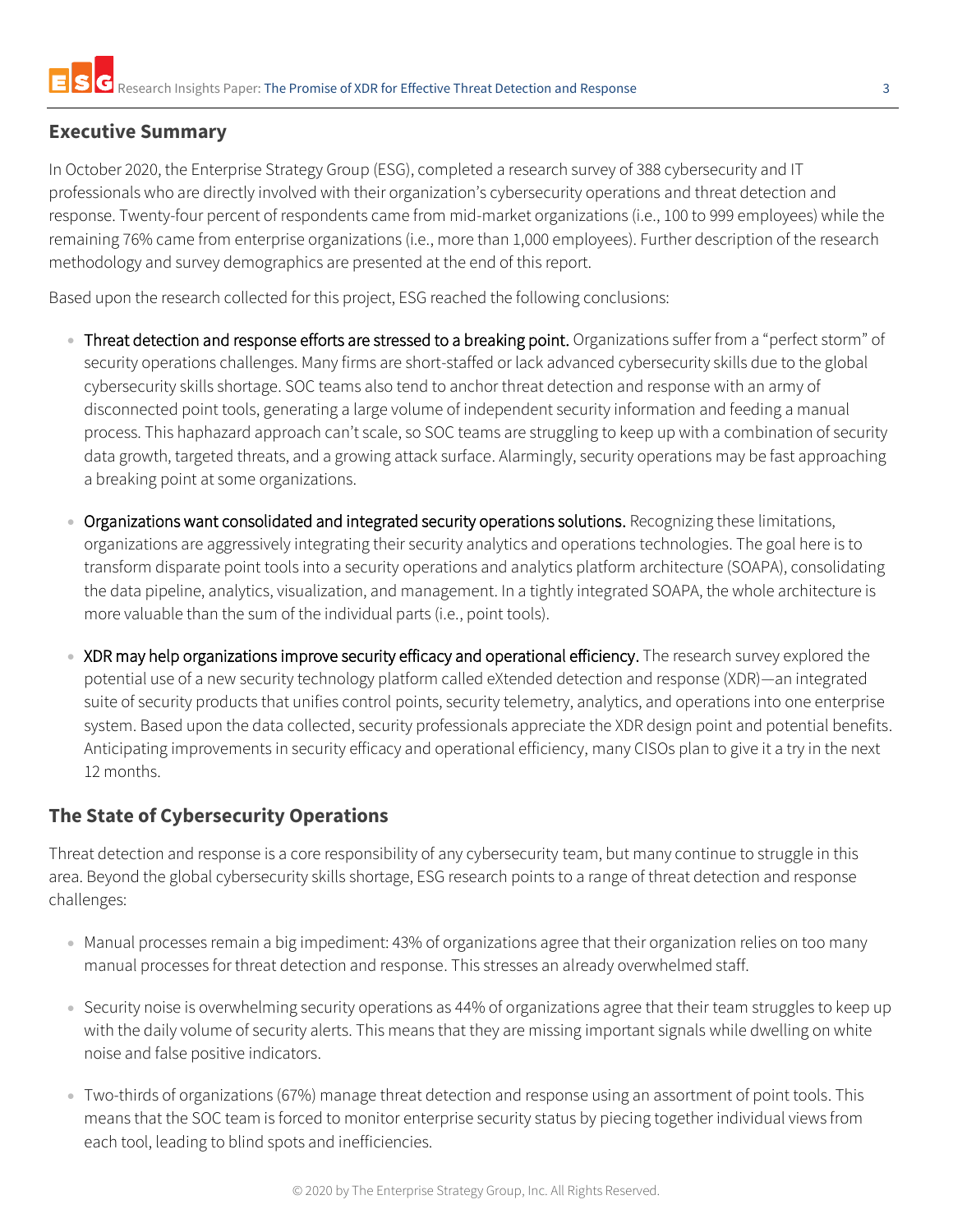## Executive Summary

In October 2020, the Enterprise Strategy Group (ESG), completed a research survey of 388 cybersecurity and IT professionals who are directly involved with their organization's cybersecurity operations and threat detection and response. Twenty-four percent of respondents came from mid-market organizations (i.e., 100 to 999 employees) while the remaining 76% came from enterprise organizations (i.e., more than 1,000 employees). Further description of the research methodology and survey demographics are presented at the end of this report.

Based upon the research collected for this project, ESG reached the following conclusions:

- Threat detection and response efforts are stressed to a breaking point. Organizations suffer from a "perfect storm" of security operations challenges. Many firms are short-staffed or lack advanced cybersecurity skills due to the global cybersecurity skills shortage. SOC teams also tend to anchor threat detection and response with an army of disconnected point tools, generating a large volume of independent security information and feeding a manual process. This haphazard approach can't scale, so SOC teams are struggling to keep up with a combination of security data growth, targeted threats, and a growing attack surface. Alarmingly, security operations may be fast approaching a breaking point at some organizations.

- Organizations want consolidated and integrated security operations solutions. Recognizing these limitations, organizations are aggressively integrating their security analytics and operations technologies. The goal here is to transform disparate point tools into a security operations and analytics platform architecture (SOAPA), consolidating the data pipeline, analytics, visualization, and management. In a tightly integrated SOAPA, the whole architecture is more valuable than the sum of the individual parts (i.e., point tools).

- XDR may help organizations improve security efficacy and operational efficiency. The research survey explored the potential use of a new security technology platform called eXtended detection and response (XDR)—an integrated suite of security products that unifies control points, security telemetry, analytics, and operations into one enterprise system. Based upon the data collected, security professionals appreciate the XDR design point and potential benefits. Anticipating improvements in security efficacy and operational efficiency, many CISOs plan to give it a try in the next 12 months.

## The State of Cybersecurity Operations

Threat detection and response is a core responsibility of any cybersecurity team, but many continue to struggle in this area. Beyond the global cybersecurity skills shortage, ESG research points to a range of threat detection and response challenges:

- Manual processes remain a big impediment: 43% of organizations agree that their organization relies on too many manual processes for threat detection and response. This stresses an already overwhelmed staff.

- Security noise is overwhelming security operations as 44% of organizations agree that their team struggles to keep up with the daily volume of security alerts. This means that they are missing important signals while dwelling on white noise and false positive indicators.

- Two-thirds of organizations (67%) manage threat detection and response using an assortment of point tools. This means that the SOC team is forced to monitor enterprise security status by piecing together individual views from each tool, leading to blind spots and inefficiencies.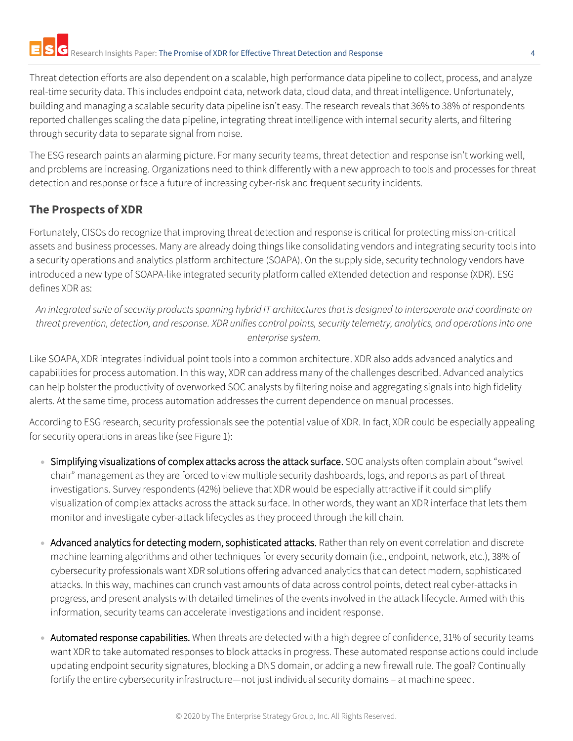Threat detection efforts are also dependent on a scalable, high performance data pipeline to collect, process, and analyze real-time security data. This includes endpoint data, network data, cloud data, and threat intelligence. Unfortunately, building and managing a scalable security data pipeline isn't easy. The research reveals that 36% to 38% of respondents reported challenges scaling the data pipeline, integrating threat intelligence with internal security alerts, and filtering through security data to separate signal from noise.

The ESG research paints an alarming picture. For many security teams, threat detection and response isn't working well, and problems are increasing. Organizations need to think differently with a new approach to tools and processes for threat detection and response or face a future of increasing cyber-risk and frequent security incidents.

## The Prospects of XDR

Fortunately, CISOs do recognize that improving threat detection and response is critical for protecting mission-critical assets and business processes. Many are already doing things like consolidating vendors and integrating security tools into a security operations and analytics platform architecture (SOAPA). On the supply side, security technology vendors have introduced a new type of SOAPA-like integrated security platform called eXtended detection and response (XDR). ESG defines XDR as:

*An integrated suite of security products spanning hybrid IT architectures that is designed to interoperate and coordinate on threat prevention, detection, and response. XDR unifies control points, security telemetry, analytics, and operations into one enterprise system.*

Like SOAPA, XDR integrates individual point tools into a common architecture. XDR also adds advanced analytics and capabilities for process automation. In this way, XDR can address many of the challenges described. Advanced analytics can help bolster the productivity of overworked SOC analysts by filtering noise and aggregating signals into high fidelity alerts. At the same time, process automation addresses the current dependence on manual processes.

According to ESG research, security professionals see the potential value of XDR. In fact, XDR could be especially appealing for security operations in areas like (see Figure 1):

- Simplifying visualizations of complex attacks across the attack surface. SOC analysts often complain about "swivel chair" management as they are forced to view multiple security dashboards, logs, and reports as part of threat investigations. Survey respondents (42%) believe that XDR would be especially attractive if it could simplify visualization of complex attacks across the attack surface. In other words, they want an XDR interface that lets them monitor and investigate cyber-attack lifecycles as they proceed through the kill chain.

- Advanced analytics for detecting modern, sophisticated attacks. Rather than rely on event correlation and discrete machine learning algorithms and other techniques for every security domain (i.e., endpoint, network, etc.), 38% of cybersecurity professionals want XDR solutions offering advanced analytics that can detect modern, sophisticated attacks. In this way, machines can crunch vast amounts of data across control points, detect real cyber-attacks in progress, and present analysts with detailed timelines of the events involved in the attack lifecycle. Armed with this information, security teams can accelerate investigations and incident response.

- Automated response capabilities. When threats are detected with a high degree of confidence, 31% of security teams want XDR to take automated responses to block attacks in progress. These automated response actions could include updating endpoint security signatures, blocking a DNS domain, or adding a new firewall rule. The goal? Continually fortify the entire cybersecurity infrastructure—not just individual security domains – at machine speed.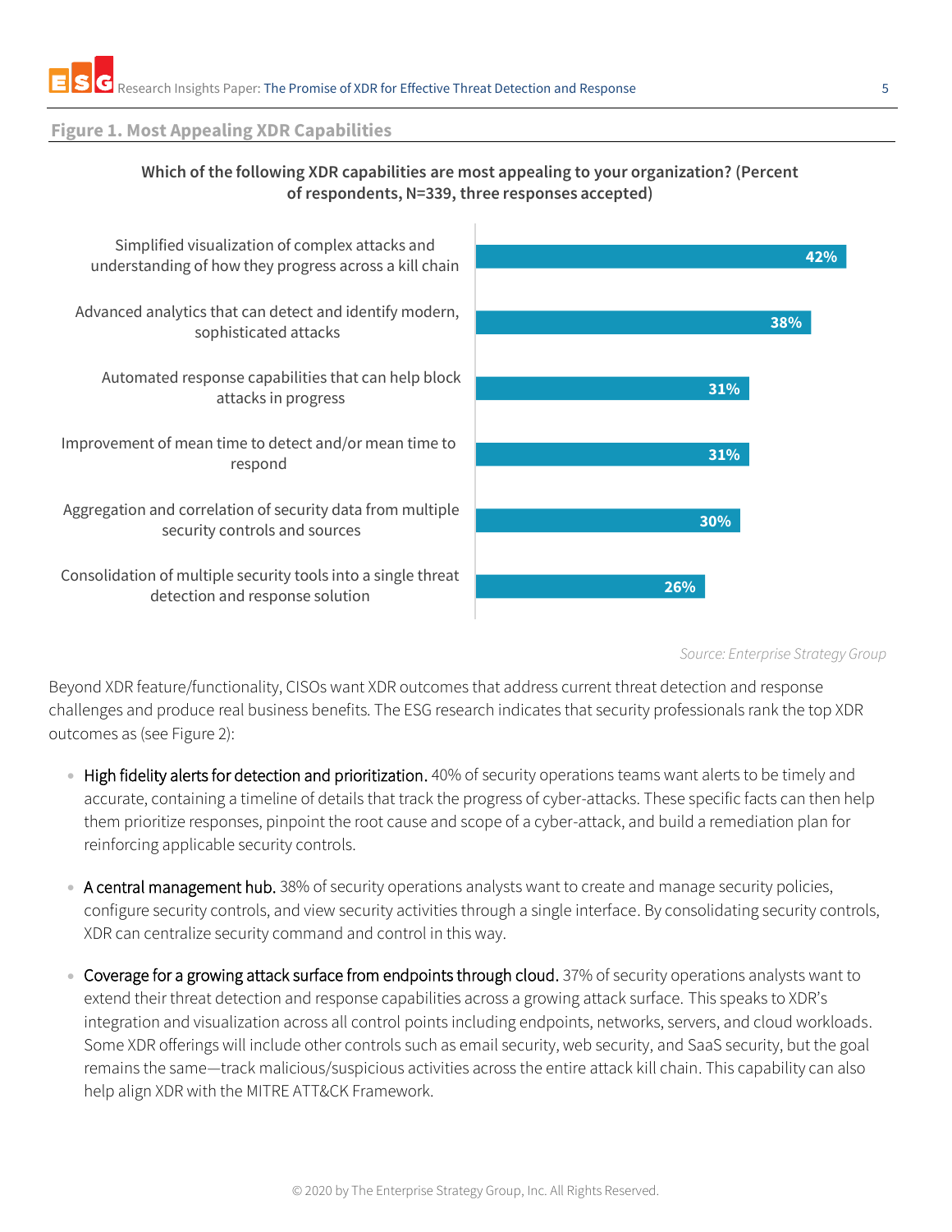**Figure 1. Most Appealing XDR Capabilities**

**Which of the following XDR capabilities are most appealing to your organization? (Percent of respondents, N=339, three responses accepted)**

| Capability | Percent |
|---|---|
| Simplified visualization of complex attacks and understanding of how they progress across a kill chain | 42% |
| Advanced analytics that can detect and identify modern, sophisticated attacks | 38% |
| Automated response capabilities that can help block attacks in progress | 31% |
| Improvement of mean time to detect and/or mean time to respond | 31% |
| Aggregation and correlation of security data from multiple security controls and sources | 30% |
| Consolidation of multiple security tools into a single threat detection and response solution | 26% |

*Source: Enterprise Strategy Group*

Beyond XDR feature/functionality, CISOs want XDR outcomes that address current threat detection and response challenges and produce real business benefits. The ESG research indicates that security professionals rank the top XDR outcomes as (see Figure 2):

- **High fidelity alerts for detection and prioritization.** 40% of security operations teams want alerts to be timely and accurate, containing a timeline of details that track the progress of cyber-attacks. These specific facts can then help them prioritize responses, pinpoint the root cause and scope of a cyber-attack, and build a remediation plan for reinforcing applicable security controls.

- **A central management hub.** 38% of security operations analysts want to create and manage security policies, configure security controls, and view security activities through a single interface. By consolidating security controls, XDR can centralize security command and control in this way.

- **Coverage for a growing attack surface from endpoints through cloud.** 37% of security operations analysts want to extend their threat detection and response capabilities across a growing attack surface. This speaks to XDR's integration and visualization across all control points including endpoints, networks, servers, and cloud workloads. Some XDR offerings will include other controls such as email security, web security, and SaaS security, but the goal remains the same—track malicious/suspicious activities across the entire attack kill chain. This capability can also help align XDR with the MITRE ATT&CK Framework.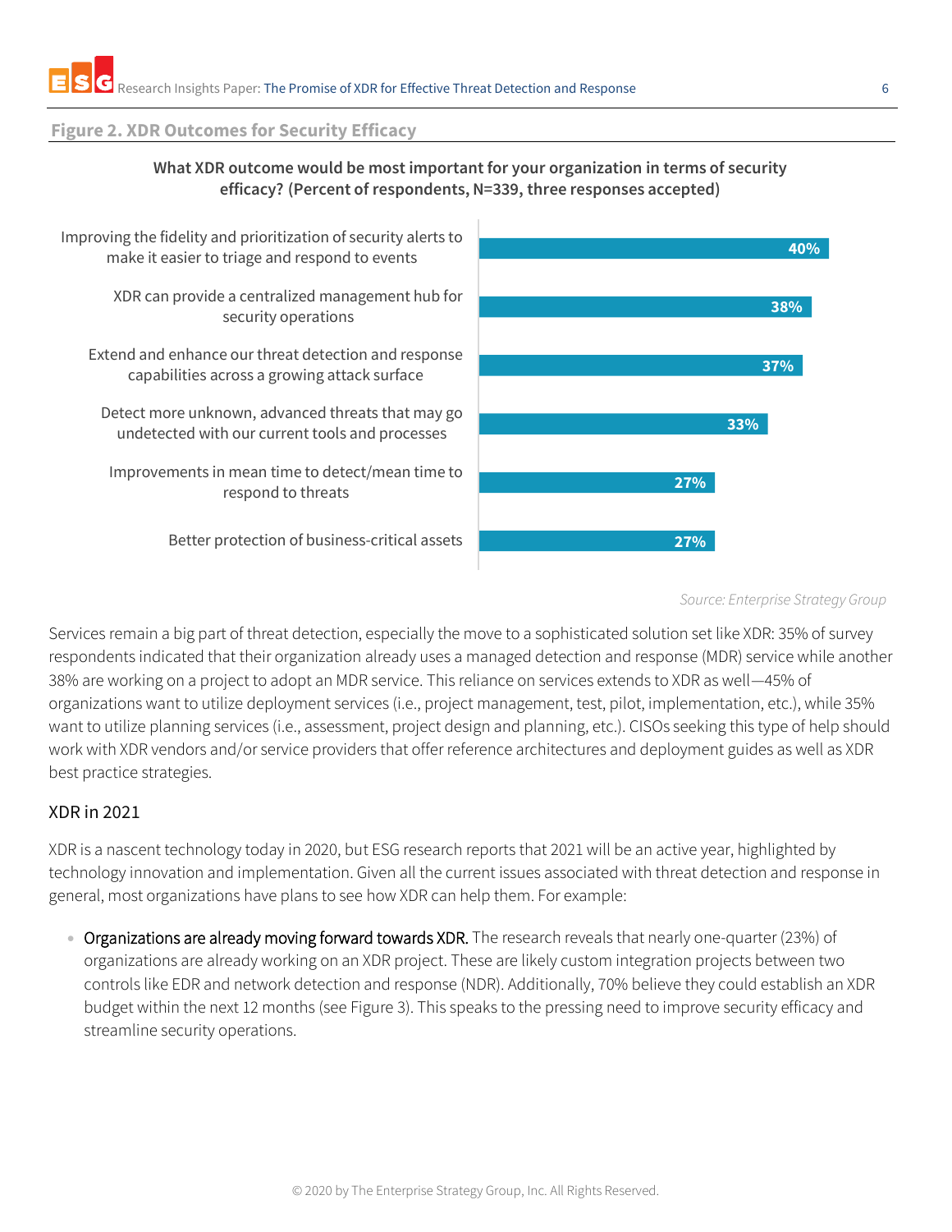**Figure 2. XDR Outcomes for Security Efficacy**

**What XDR outcome would be most important for your organization in terms of security efficacy? (Percent of respondents, N=339, three responses accepted)**

| Outcome | Percent |
|---|---|
| Improving the fidelity and prioritization of security alerts to make it easier to triage and respond to events | 40% |
| XDR can provide a centralized management hub for security operations | 38% |
| Extend and enhance our threat detection and response capabilities across a growing attack surface | 37% |
| Detect more unknown, advanced threats that may go undetected with our current tools and processes | 33% |
| Improvements in mean time to detect/mean time to respond to threats | 27% |
| Better protection of business-critical assets | 27% |

*Source: Enterprise Strategy Group*

Services remain a big part of threat detection, especially the move to a sophisticated solution set like XDR: 35% of survey respondents indicated that their organization already uses a managed detection and response (MDR) service while another 38% are working on a project to adopt an MDR service. This reliance on services extends to XDR as well—45% of organizations want to utilize deployment services (i.e., project management, test, pilot, implementation, etc.), while 35% want to utilize planning services (i.e., assessment, project design and planning, etc.). CISOs seeking this type of help should work with XDR vendors and/or service providers that offer reference architectures and deployment guides as well as XDR best practice strategies.

## XDR in 2021

XDR is a nascent technology today in 2020, but ESG research reports that 2021 will be an active year, highlighted by technology innovation and implementation. Given all the current issues associated with threat detection and response in general, most organizations have plans to see how XDR can help them. For example:

- Organizations are already moving forward towards XDR. The research reveals that nearly one-quarter (23%) of organizations are already working on an XDR project. These are likely custom integration projects between two controls like EDR and network detection and response (NDR). Additionally, 70% believe they could establish an XDR budget within the next 12 months (see Figure 3). This speaks to the pressing need to improve security efficacy and streamline security operations.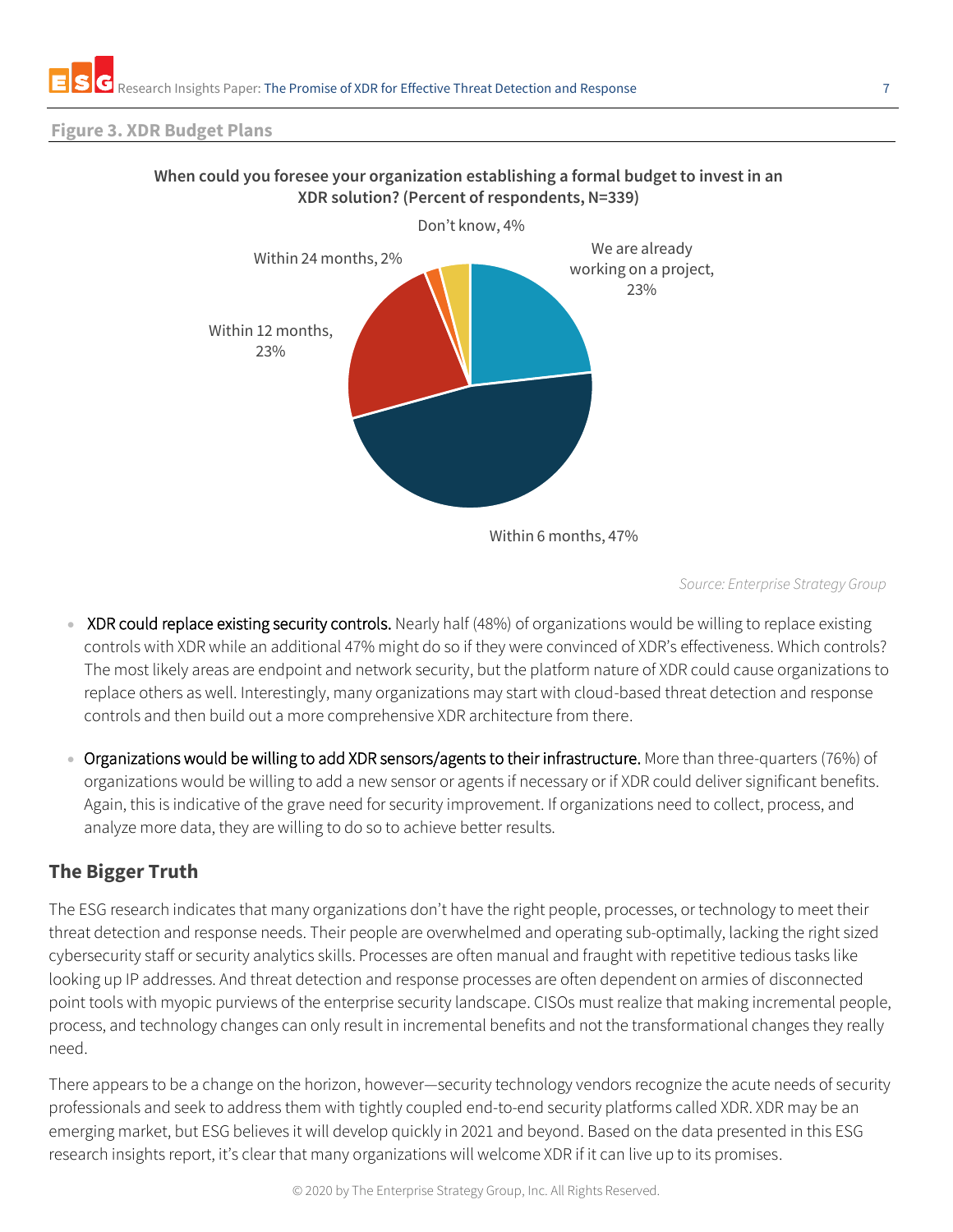**Figure 3. XDR Budget Plans**

**When could you foresee your organization establishing a formal budget to invest in an XDR solution? (Percent of respondents, N=339)**

| Response | Percent |
| --- | --- |
| We are already working on a project | 23% |
| Within 6 months | 47% |
| Within 12 months | 23% |
| Within 24 months | 2% |
| Don't know | 4% |

*Source: Enterprise Strategy Group*

- XDR could replace existing security controls. Nearly half (48%) of organizations would be willing to replace existing controls with XDR while an additional 47% might do so if they were convinced of XDR's effectiveness. Which controls? The most likely areas are endpoint and network security, but the platform nature of XDR could cause organizations to replace others as well. Interestingly, many organizations may start with cloud-based threat detection and response controls and then build out a more comprehensive XDR architecture from there.
- Organizations would be willing to add XDR sensors/agents to their infrastructure. More than three-quarters (76%) of organizations would be willing to add a new sensor or agents if necessary or if XDR could deliver significant benefits. Again, this is indicative of the grave need for security improvement. If organizations need to collect, process, and analyze more data, they are willing to do so to achieve better results.

## The Bigger Truth

The ESG research indicates that many organizations don't have the right people, processes, or technology to meet their threat detection and response needs. Their people are overwhelmed and operating sub-optimally, lacking the right sized cybersecurity staff or security analytics skills. Processes are often manual and fraught with repetitive tedious tasks like looking up IP addresses. And threat detection and response processes are often dependent on armies of disconnected point tools with myopic purviews of the enterprise security landscape. CISOs must realize that making incremental people, process, and technology changes can only result in incremental benefits and not the transformational changes they really need.

There appears to be a change on the horizon, however—security technology vendors recognize the acute needs of security professionals and seek to address them with tightly coupled end-to-end security platforms called XDR. XDR may be an emerging market, but ESG believes it will develop quickly in 2021 and beyond. Based on the data presented in this ESG research insights report, it's clear that many organizations will welcome XDR if it can live up to its promises.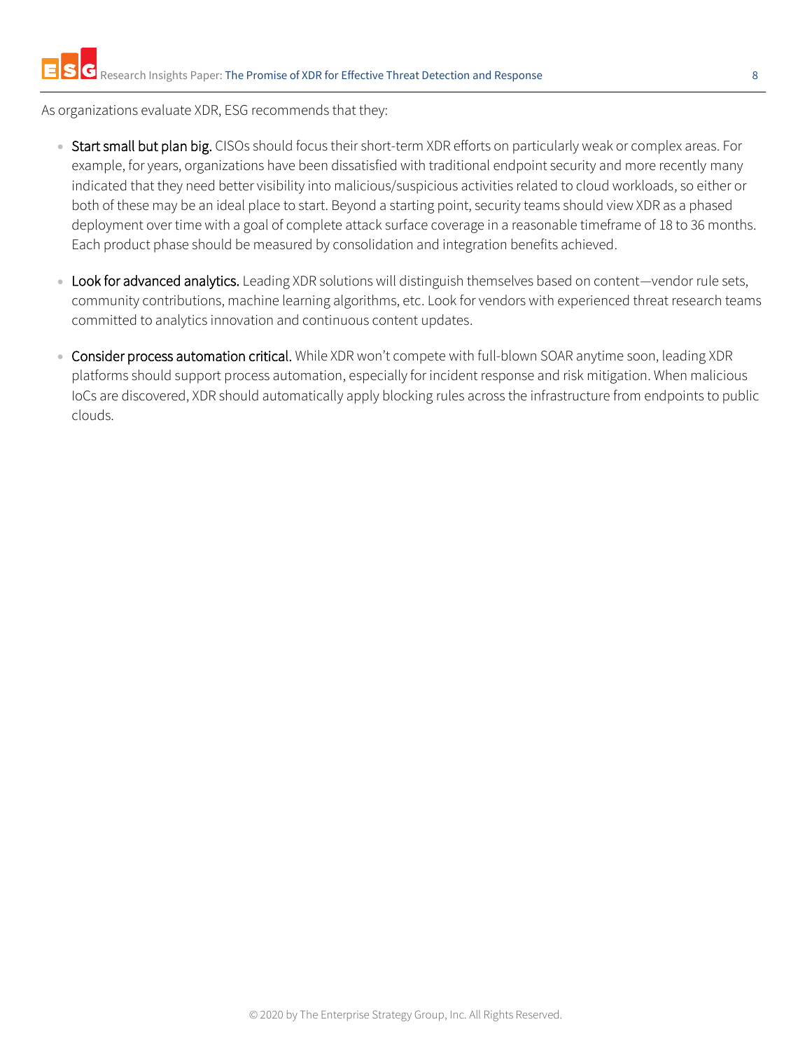As organizations evaluate XDR, ESG recommends that they:

- **Start small but plan big.** CISOs should focus their short-term XDR efforts on particularly weak or complex areas. For example, for years, organizations have been dissatisfied with traditional endpoint security and more recently many indicated that they need better visibility into malicious/suspicious activities related to cloud workloads, so either or both of these may be an ideal place to start. Beyond a starting point, security teams should view XDR as a phased deployment over time with a goal of complete attack surface coverage in a reasonable timeframe of 18 to 36 months. Each product phase should be measured by consolidation and integration benefits achieved.

- **Look for advanced analytics.** Leading XDR solutions will distinguish themselves based on content—vendor rule sets, community contributions, machine learning algorithms, etc. Look for vendors with experienced threat research teams committed to analytics innovation and continuous content updates.

- **Consider process automation critical.** While XDR won't compete with full-blown SOAR anytime soon, leading XDR platforms should support process automation, especially for incident response and risk mitigation. When malicious IoCs are discovered, XDR should automatically apply blocking rules across the infrastructure from endpoints to public clouds.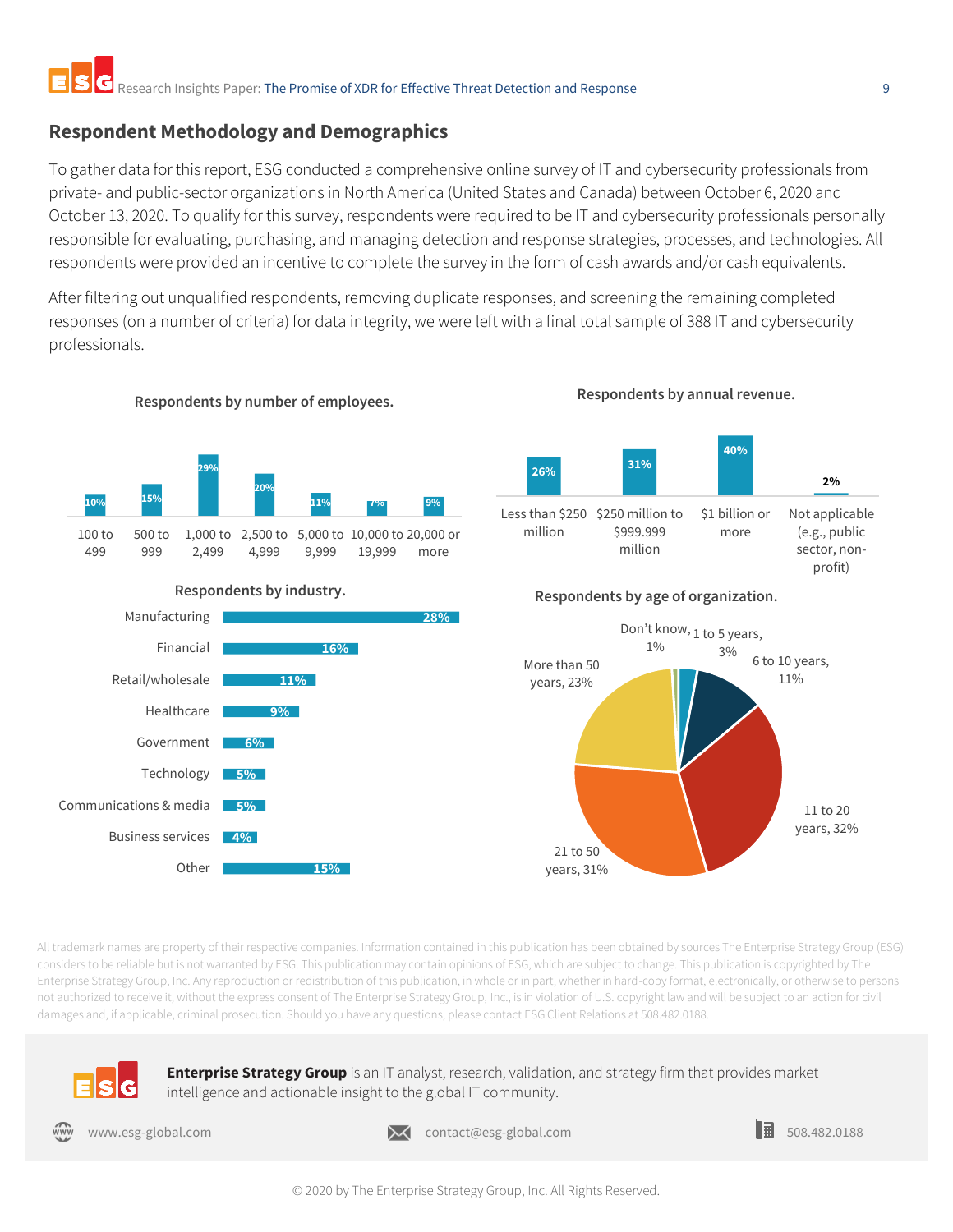## Respondent Methodology and Demographics

To gather data for this report, ESG conducted a comprehensive online survey of IT and cybersecurity professionals from private- and public-sector organizations in North America (United States and Canada) between October 6, 2020 and October 13, 2020. To qualify for this survey, respondents were required to be IT and cybersecurity professionals personally responsible for evaluating, purchasing, and managing detection and response strategies, processes, and technologies. All respondents were provided an incentive to complete the survey in the form of cash awards and/or cash equivalents.

After filtering out unqualified respondents, removing duplicate responses, and screening the remaining completed responses (on a number of criteria) for data integrity, we were left with a final total sample of 388 IT and cybersecurity professionals.

**Respondents by number of employees.**

10%
100 to 499

15%
500 to 999

29%
1,000 to 2,499

20%
2,500 to 4,999

11%
5,000 to 9,999

7%
10,000 to 19,999

9%
20,000 or more

**Respondents by annual revenue.**

26%
Less than $250 million

31%
$250 million to $999.999 million

40%
$1 billion or more

2%
Not applicable (e.g., public sector, non-profit)

**Respondents by industry.**

Manufacturing 28%
Financial 16%
Retail/wholesale 11%
Healthcare 9%
Government 6%
Technology 5%
Communications & media 5%
Business services 4%
Other 15%

**Respondents by age of organization.**

Don't know, 1%
1 to 5 years, 3%
6 to 10 years, 11%
11 to 20 years, 32%
21 to 50 years, 31%
More than 50 years, 23%

All trademark names are property of their respective companies. Information contained in this publication has been obtained by sources The Enterprise Strategy Group (ESG) considers to be reliable but is not warranted by ESG. This publication may contain opinions of ESG, which are subject to change. This publication is copyrighted by The Enterprise Strategy Group, Inc. Any reproduction or redistribution of this publication, in whole or in part, whether in hard-copy format, electronically, or otherwise to persons not authorized to receive it, without the express consent of The Enterprise Strategy Group, Inc., is in violation of U.S. copyright law and will be subject to an action for civil damages and, if applicable, criminal prosecution. Should you have any questions, please contact ESG Client Relations at 508.482.0188.

**Enterprise Strategy Group** is an IT analyst, research, validation, and strategy firm that provides market intelligence and actionable insight to the global IT community.

www.esg-global.com contact@esg-global.com 508.482.0188

© 2020 by The Enterprise Strategy Group, Inc. All Rights Reserved.